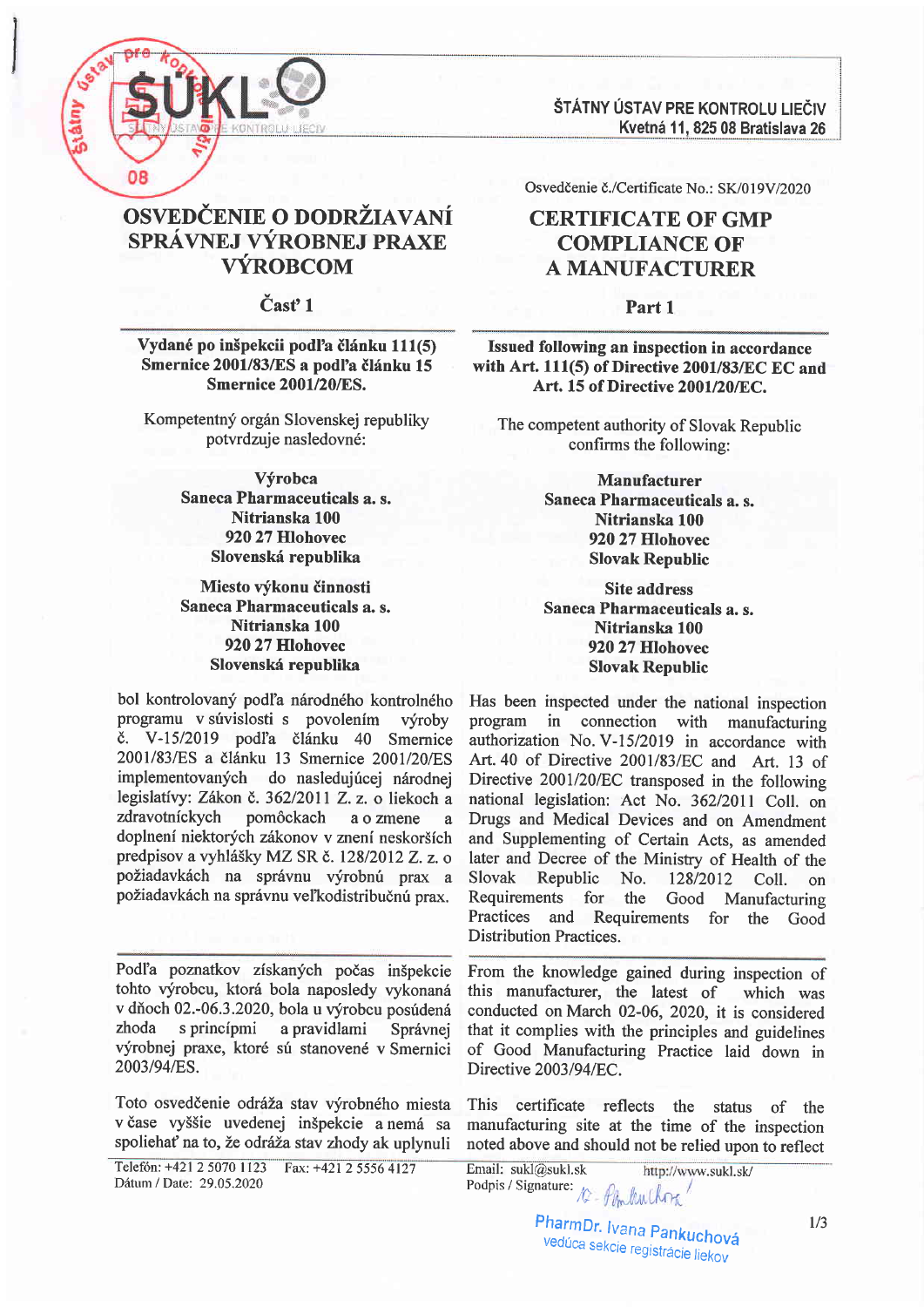ŠTÁTNY ÚSTAV PRE KONTROLU LIEČIV
Kvetná 11, 825 08 Bratislava 26

Osvedčenie č./Certificate No.: SK/019V/2020

# OSVEDČENIE O DODRŽIAVANÍ SPRÁVNEJ VÝROBNEJ PRAXE VÝROBCOM

## Časť 1

**Vydané po inšpekcii podľa článku 111(5) Smernice 2001/83/ES a podľa článku 15 Smernice 2001/20/ES.**

Kompetentný orgán Slovenskej republiky potvrdzuje nasledovné:

**Výrobca**
**Saneca Pharmaceuticals a. s.**
**Nitrianska 100**
**920 27 Hlohovec**
**Slovenská republika**

**Miesto výkonu činnosti**
**Saneca Pharmaceuticals a. s.**
**Nitrianska 100**
**920 27 Hlohovec**
**Slovenská republika**

bol kontrolovaný podľa národného kontrolného programu v súvislosti s povolením výroby č. V-15/2019 podľa článku 40 Smernice 2001/83/ES a článku 13 Smernice 2001/20/ES implementovaných do nasledujúcej národnej legislatívy: Zákon č. 362/2011 Z. z. o liekoch a zdravotníckych pomôckach a o zmene a doplnení niektorých zákonov v znení neskorších predpisov a vyhlášky MZ SR č. 128/2012 Z. z. o požiadavkách na správnu výrobnú prax a požiadavkách na správnu veľkodistribučnú prax.

Podľa poznatkov získaných počas inšpekcie tohto výrobcu, ktorá bola naposledy vykonaná v dňoch 02.-06.3.2020, bola u výrobcu posúdená zhoda s princípmi a pravidlami Správnej výrobnej praxe, ktoré sú stanovené v Smernici 2003/94/ES.

Toto osvedčenie odráža stav výrobného miesta v čase vyššie uvedenej inšpekcie a nemá sa spoliehať na to, že odráža stav zhody ak uplynuli

# CERTIFICATE OF GMP COMPLIANCE OF A MANUFACTURER

## Part 1

**Issued following an inspection in accordance with Art. 111(5) of Directive 2001/83/EC EC and Art. 15 of Directive 2001/20/EC.**

The competent authority of Slovak Republic confirms the following:

**Manufacturer**
**Saneca Pharmaceuticals a. s.**
**Nitrianska 100**
**920 27 Hlohovec**
**Slovak Republic**

**Site address**
**Saneca Pharmaceuticals a. s.**
**Nitrianska 100**
**920 27 Hlohovec**
**Slovak Republic**

Has been inspected under the national inspection program in connection with manufacturing authorization No. V-15/2019 in accordance with Art. 40 of Directive 2001/83/EC and Art. 13 of Directive 2001/20/EC transposed in the following national legislation: Act No. 362/2011 Coll. on Drugs and Medical Devices and on Amendment and Supplementing of Certain Acts, as amended later and Decree of the Ministry of Health of the Slovak Republic No. 128/2012 Coll. on Requirements for the Good Manufacturing Practices and Requirements for the Good Distribution Practices.

From the knowledge gained during inspection of this manufacturer, the latest of which was conducted on March 02-06, 2020, it is considered that it complies with the principles and guidelines of Good Manufacturing Practice laid down in Directive 2003/94/EC.

This certificate reflects the status of the manufacturing site at the time of the inspection noted above and should not be relied upon to reflect

Telefón: +421 2 5070 1123 Fax: +421 2 5556 4127
Dátum / Date: 29.05.2020
Email: sukl@sukl.sk http://www.sukl.sk/
Podpis / Signature:
PharmDr. Ivana Pankuchová
vedúca sekcie registrácie liekov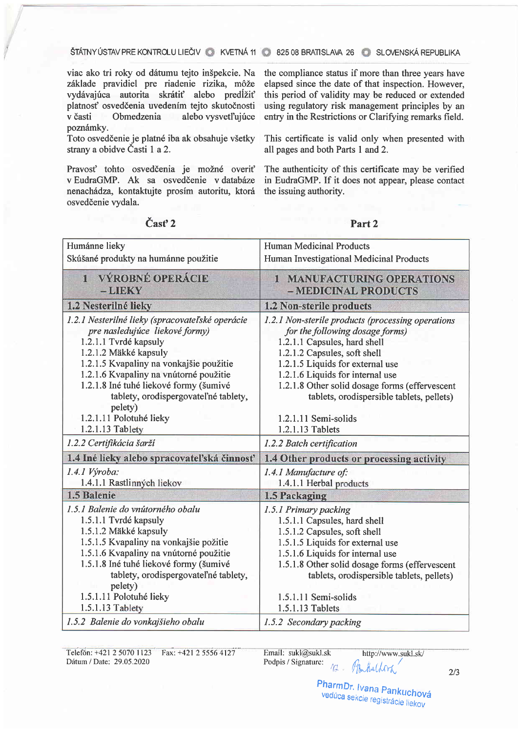viac ako tri roky od dátumu tejto inšpekcie. Na základe pravidiel pre riadenie rizika, môže vydávajúca autorita skrátiť alebo predĺžiť platnosť osvedčenia uvedením tejto skutočnosti v časti Obmedzenia alebo vysvetľujúce poznámky.

the compliance status if more than three years have elapsed since the date of that inspection. However, this period of validity may be reduced or extended using regulatory risk management principles by an entry in the Restrictions or Clarifying remarks field.

Toto osvedčenie je platné iba ak obsahuje všetky strany a obidve Časti 1 a 2.

This certificate is valid only when presented with all pages and both Parts 1 and 2.

Pravosť tohto osvedčenia je možné overiť v EudraGMP. Ak sa osvedčenie v databáze nenachádza, kontaktujte prosím autoritu, ktorá osvedčenie vydala.

The authenticity of this certificate may be verified in EudraGMP. If it does not appear, please contact the issuing authority.

## Časť 2 / Part 2

| | |
|---|---|
| Humánne lieky<br>Skúšané produkty na humánne použitie | Human Medicinal Products<br>Human Investigational Medicinal Products |
| **1 VÝROBNÉ OPERÁCIE – LIEKY** | **1 MANUFACTURING OPERATIONS – MEDICINAL PRODUCTS** |
| **1.2 Nesterilné lieky** | **1.2 Non-sterile products** |
| *1.2.1 Nesterilné lieky (spracovateľské operácie pre nasledujúce liekové formy)*<br>1.2.1.1 Tvrdé kapsuly<br>1.2.1.2 Mäkké kapsuly<br>1.2.1.5 Kvapaliny na vonkajšie použitie<br>1.2.1.6 Kvapaliny na vnútorné použitie<br>1.2.1.8 Iné tuhé liekové formy (šumivé tablety, orodispergovateľné tablety, pelety)<br>1.2.1.11 Polotuhé lieky<br>1.2.1.13 Tablety | *1.2.1 Non-sterile products (processing operations for the following dosage forms)*<br>1.2.1.1 Capsules, hard shell<br>1.2.1.2 Capsules, soft shell<br>1.2.1.5 Liquids for external use<br>1.2.1.6 Liquids for internal use<br>1.2.1.8 Other solid dosage forms (effervescent tablets, orodispersible tablets, pellets)<br>1.2.1.11 Semi-solids<br>1.2.1.13 Tablets |
| *1.2.2 Certifikácia šarží* | *1.2.2 Batch certification* |
| **1.4 Iné lieky alebo spracovateľská činnosť** | **1.4 Other products or processing activity** |
| *1.4.1 Výroba:*<br>1.4.1.1 Rastlinných liekov | *1.4.1 Manufacture of:*<br>1.4.1.1 Herbal products |
| **1.5 Balenie** | **1.5 Packaging** |
| *1.5.1 Balenie do vnútorného obalu*<br>1.5.1.1 Tvrdé kapsuly<br>1.5.1.2 Mäkké kapsuly<br>1.5.1.5 Kvapaliny na vonkajšie požitie<br>1.5.1.6 Kvapaliny na vnútorné použitie<br>1.5.1.8 Iné tuhé liekové formy (šumivé tablety, orodispergovateľné tablety, pelety)<br>1.5.1.11 Polotuhé lieky<br>1.5.1.13 Tablety | *1.5.1 Primary packing*<br>1.5.1.1 Capsules, hard shell<br>1.5.1.2 Capsules, soft shell<br>1.5.1.5 Liquids for external use<br>1.5.1.6 Liquids for internal use<br>1.5.1.8 Other solid dosage forms (effervescent tablets, orodispersible tablets, pellets)<br>1.5.1.11 Semi-solids<br>1.5.1.13 Tablets |
| *1.5.2 Balenie do vonkajšieho obalu* | *1.5.2 Secondary packing* |

Dátum / Date: 29.05.2020

Podpis / Signature:

PharmDr. Ivana Pankuchová
vedúca sekcie registrácie liekov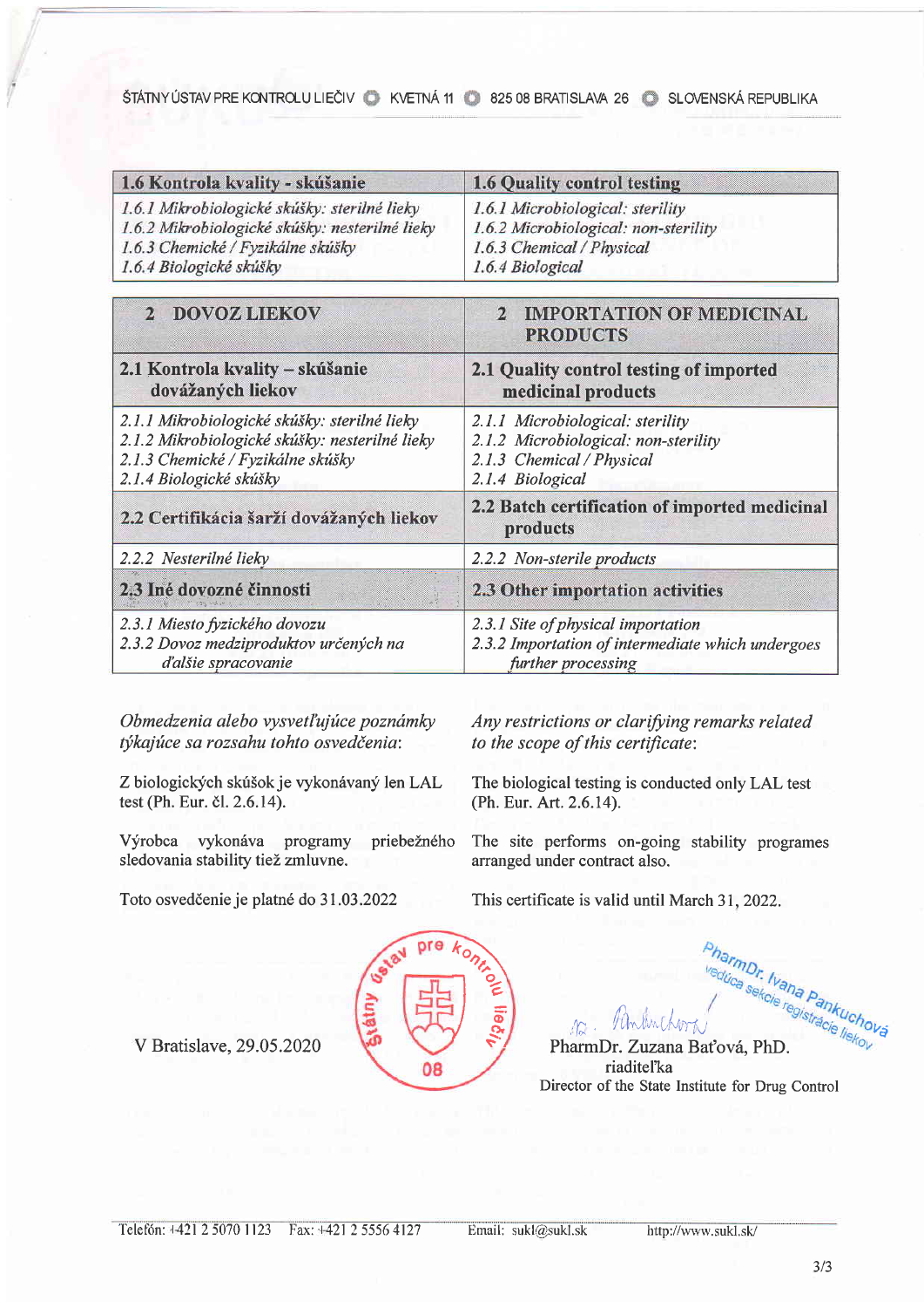| 1.6 Kontrola kvality - skúšanie | 1.6 Quality control testing |
|---|---|
| *1.6.1 Mikrobiologické skúšky: sterilné lieky*<br>*1.6.2 Mikrobiologické skúšky: nesterilné lieky*<br>*1.6.3 Chemické / Fyzikálne skúšky*<br>*1.6.4 Biologické skúšky* | *1.6.1 Microbiological: sterility*<br>*1.6.2 Microbiological: non-sterility*<br>*1.6.3 Chemical / Physical*<br>*1.6.4 Biological* |

| 2 DOVOZ LIEKOV | 2 IMPORTATION OF MEDICINAL PRODUCTS |
|---|---|
| **2.1 Kontrola kvality – skúšanie dovážaných liekov** | **2.1 Quality control testing of imported medicinal products** |
| *2.1.1 Mikrobiologické skúšky: sterilné lieky*<br>*2.1.2 Mikrobiologické skúšky: nesterilné lieky*<br>*2.1.3 Chemické / Fyzikálne skúšky*<br>*2.1.4 Biologické skúšky* | *2.1.1 Microbiological: sterility*<br>*2.1.2 Microbiological: non-sterility*<br>*2.1.3 Chemical / Physical*<br>*2.1.4 Biological* |
| **2.2 Certifikácia šarží dovážaných liekov** | **2.2 Batch certification of imported medicinal products** |
| *2.2.2 Nesterilné lieky* | *2.2.2 Non-sterile products* |
| **2.3 Iné dovozné činnosti** | **2.3 Other importation activities** |
| *2.3.1 Miesto fyzického dovozu*<br>*2.3.2 Dovoz medziproduktov určených na ďalšie spracovanie* | *2.3.1 Site of physical importation*<br>*2.3.2 Importation of intermediate which undergoes further processing* |

*Obmedzenia alebo vysvetľujúce poznámky týkajúce sa rozsahu tohto osvedčenia:*

*Any restrictions or clarifying remarks related to the scope of this certificate:*

Z biologických skúšok je vykonávaný len LAL test (Ph. Eur. čl. 2.6.14).

The biological testing is conducted only LAL test (Ph. Eur. Art. 2.6.14).

Výrobca vykonáva programy priebežného sledovania stability tiež zmluvne.

The site performs on-going stability programes arranged under contract also.

Toto osvedčenie je platné do 31.03.2022

This certificate is valid until March 31, 2022.

V Bratislave, 29.05.2020

Štátny ústav pre kontrolu liečiv 08

PharmDr. Ivana Pankuchová
vedúca sekcie registrácie liekov

PharmDr. Zuzana Baťová, PhD.
riaditeľka
Director of the State Institute for Drug Control